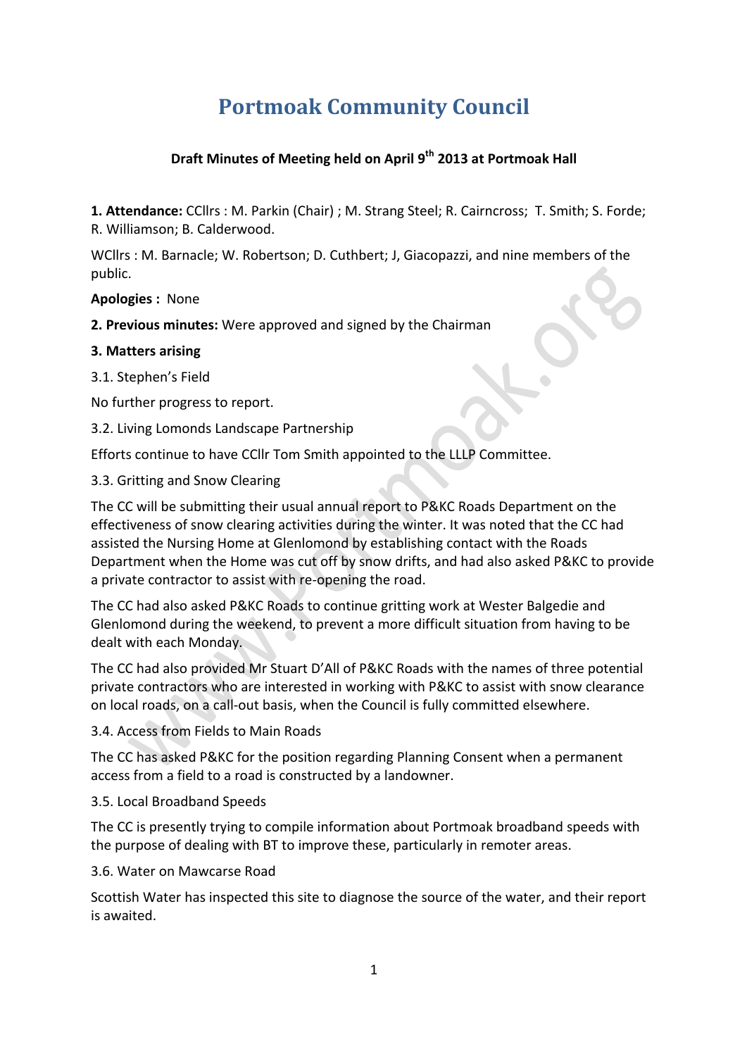# Portmoak Community Council

**Draft Minutes of Meeting held on April 9th 2013 at Portmoak Hall**

**1. Attendance:** CCllrs : M. Parkin (Chair) ; M. Strang Steel; R. Cairncross; T. Smith; S. Forde; R. Williamson; B. Calderwood.

WCllrs : M. Barnacle; W. Robertson; D. Cuthbert; J, Giacopazzi, and nine members of the public.

**Apologies :** None

**2. Previous minutes:** Were approved and signed by the Chairman

**3. Matters arising**

3.1. Stephen's Field

No further progress to report.

3.2. Living Lomonds Landscape Partnership

Efforts continue to have CCllr Tom Smith appointed to the LLLP Committee.

3.3. Gritting and Snow Clearing

The CC will be submitting their usual annual report to P&KC Roads Department on the effectiveness of snow clearing activities during the winter. It was noted that the CC had assisted the Nursing Home at Glenlomond by establishing contact with the Roads Department when the Home was cut off by snow drifts, and had also asked P&KC to provide a private contractor to assist with re-opening the road.

The CC had also asked P&KC Roads to continue gritting work at Wester Balgedie and Glenlomond during the weekend, to prevent a more difficult situation from having to be dealt with each Monday.

The CC had also provided Mr Stuart D'All of P&KC Roads with the names of three potential private contractors who are interested in working with P&KC to assist with snow clearance on local roads, on a call-out basis, when the Council is fully committed elsewhere.

3.4. Access from Fields to Main Roads

The CC has asked P&KC for the position regarding Planning Consent when a permanent access from a field to a road is constructed by a landowner.

3.5. Local Broadband Speeds

The CC is presently trying to compile information about Portmoak broadband speeds with the purpose of dealing with BT to improve these, particularly in remoter areas.

3.6. Water on Mawcarse Road

Scottish Water has inspected this site to diagnose the source of the water, and their report is awaited.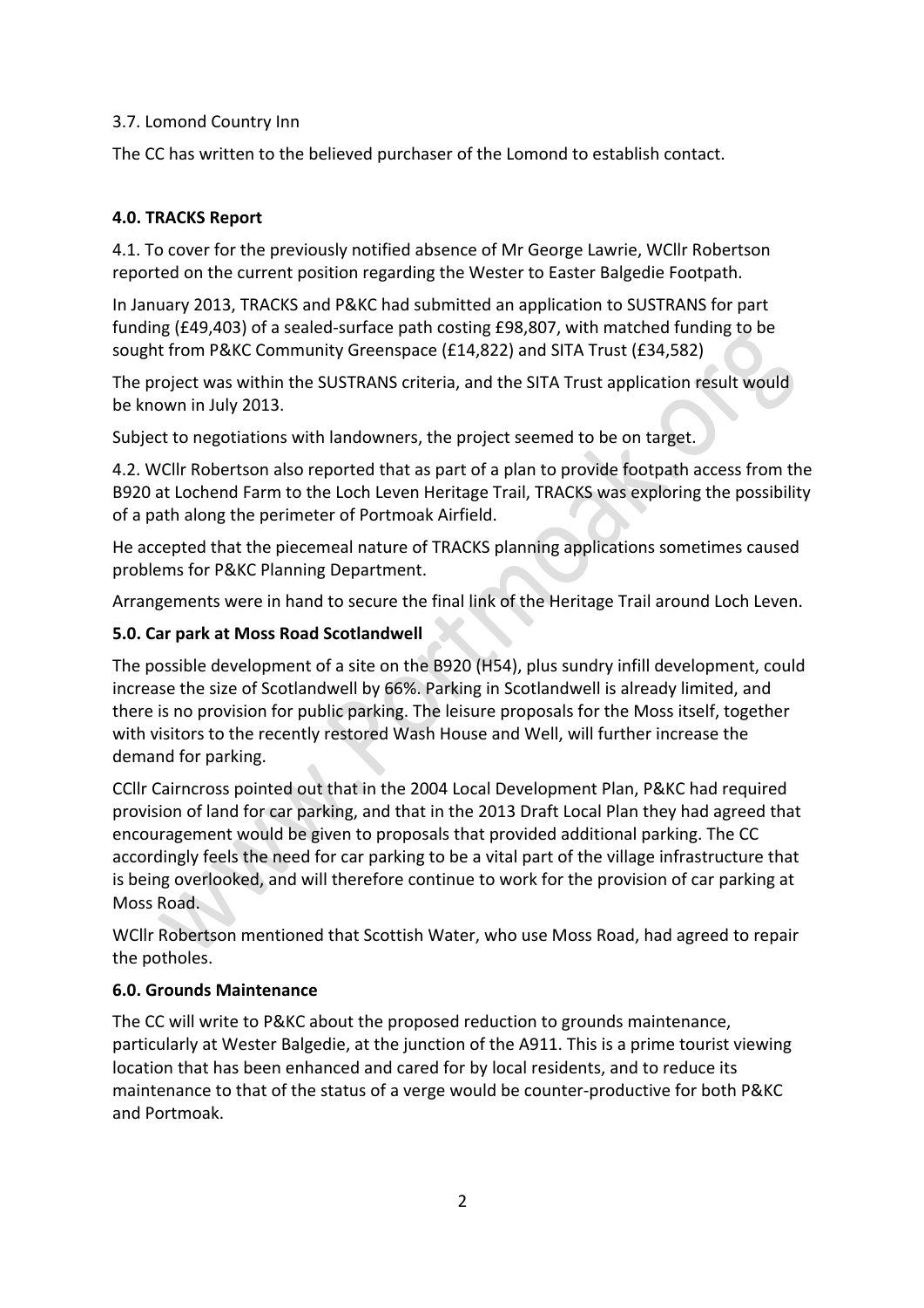3.7. Lomond Country Inn

The CC has written to the believed purchaser of the Lomond to establish contact.

## 4.0. TRACKS Report

4.1. To cover for the previously notified absence of Mr George Lawrie, WCllr Robertson reported on the current position regarding the Wester to Easter Balgedie Footpath.

In January 2013, TRACKS and P&KC had submitted an application to SUSTRANS for part funding (£49,403) of a sealed-surface path costing £98,807, with matched funding to be sought from P&KC Community Greenspace (£14,822) and SITA Trust (£34,582)

The project was within the SUSTRANS criteria, and the SITA Trust application result would be known in July 2013.

Subject to negotiations with landowners, the project seemed to be on target.

4.2. WCllr Robertson also reported that as part of a plan to provide footpath access from the B920 at Lochend Farm to the Loch Leven Heritage Trail, TRACKS was exploring the possibility of a path along the perimeter of Portmoak Airfield.

He accepted that the piecemeal nature of TRACKS planning applications sometimes caused problems for P&KC Planning Department.

Arrangements were in hand to secure the final link of the Heritage Trail around Loch Leven.

## 5.0. Car park at Moss Road Scotlandwell

The possible development of a site on the B920 (H54), plus sundry infill development, could increase the size of Scotlandwell by 66%. Parking in Scotlandwell is already limited, and there is no provision for public parking. The leisure proposals for the Moss itself, together with visitors to the recently restored Wash House and Well, will further increase the demand for parking.

CCllr Cairncross pointed out that in the 2004 Local Development Plan, P&KC had required provision of land for car parking, and that in the 2013 Draft Local Plan they had agreed that encouragement would be given to proposals that provided additional parking. The CC accordingly feels the need for car parking to be a vital part of the village infrastructure that is being overlooked, and will therefore continue to work for the provision of car parking at Moss Road.

WCllr Robertson mentioned that Scottish Water, who use Moss Road, had agreed to repair the potholes.

## 6.0. Grounds Maintenance

The CC will write to P&KC about the proposed reduction to grounds maintenance, particularly at Wester Balgedie, at the junction of the A911. This is a prime tourist viewing location that has been enhanced and cared for by local residents, and to reduce its maintenance to that of the status of a verge would be counter-productive for both P&KC and Portmoak.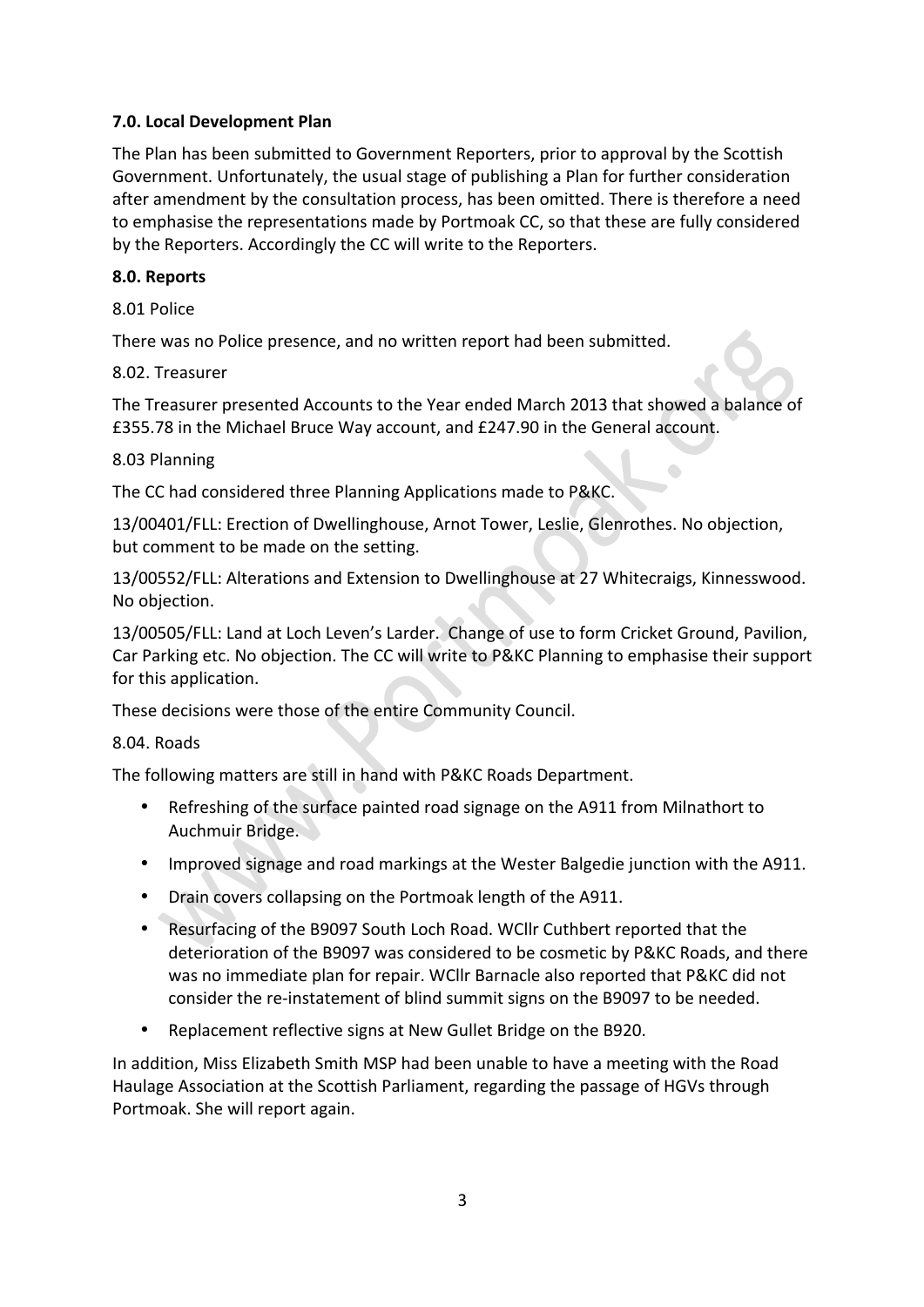**7.0. Local Development Plan**

The Plan has been submitted to Government Reporters, prior to approval by the Scottish Government. Unfortunately, the usual stage of publishing a Plan for further consideration after amendment by the consultation process, has been omitted. There is therefore a need to emphasise the representations made by Portmoak CC, so that these are fully considered by the Reporters. Accordingly the CC will write to the Reporters.

**8.0. Reports**

8.01 Police

There was no Police presence, and no written report had been submitted.

8.02. Treasurer

The Treasurer presented Accounts to the Year ended March 2013 that showed a balance of £355.78 in the Michael Bruce Way account, and £247.90 in the General account.

8.03 Planning

The CC had considered three Planning Applications made to P&KC.

13/00401/FLL: Erection of Dwellinghouse, Arnot Tower, Leslie, Glenrothes. No objection, but comment to be made on the setting.

13/00552/FLL: Alterations and Extension to Dwellinghouse at 27 Whitecraigs, Kinnesswood. No objection.

13/00505/FLL: Land at Loch Leven's Larder. Change of use to form Cricket Ground, Pavilion, Car Parking etc. No objection. The CC will write to P&KC Planning to emphasise their support for this application.

These decisions were those of the entire Community Council.

8.04. Roads

The following matters are still in hand with P&KC Roads Department.

- Refreshing of the surface painted road signage on the A911 from Milnathort to Auchmuir Bridge.
- Improved signage and road markings at the Wester Balgedie junction with the A911.
- Drain covers collapsing on the Portmoak length of the A911.
- Resurfacing of the B9097 South Loch Road. WCllr Cuthbert reported that the deterioration of the B9097 was considered to be cosmetic by P&KC Roads, and there was no immediate plan for repair. WCllr Barnacle also reported that P&KC did not consider the re-instatement of blind summit signs on the B9097 to be needed.
- Replacement reflective signs at New Gullet Bridge on the B920.

In addition, Miss Elizabeth Smith MSP had been unable to have a meeting with the Road Haulage Association at the Scottish Parliament, regarding the passage of HGVs through Portmoak. She will report again.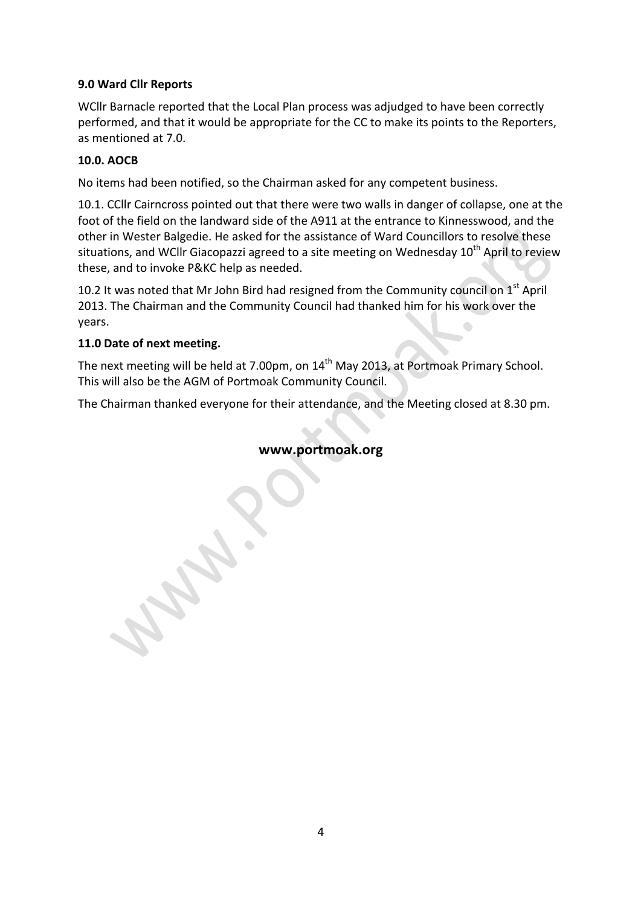**9.0 Ward Cllr Reports**

WCllr Barnacle reported that the Local Plan process was adjudged to have been correctly performed, and that it would be appropriate for the CC to make its points to the Reporters, as mentioned at 7.0.

**10.0. AOCB**

No items had been notified, so the Chairman asked for any competent business.

10.1. CCllr Cairncross pointed out that there were two walls in danger of collapse, one at the foot of the field on the landward side of the A911 at the entrance to Kinnesswood, and the other in Wester Balgedie. He asked for the assistance of Ward Councillors to resolve these situations, and WCllr Giacopazzi agreed to a site meeting on Wednesday 10th April to review these, and to invoke P&KC help as needed.

10.2 It was noted that Mr John Bird had resigned from the Community council on 1st April 2013. The Chairman and the Community Council had thanked him for his work over the years.

**11.0 Date of next meeting.**

The next meeting will be held at 7.00pm, on 14th May 2013, at Portmoak Primary School. This will also be the AGM of Portmoak Community Council.

The Chairman thanked everyone for their attendance, and the Meeting closed at 8.30 pm.

**www.portmoak.org**